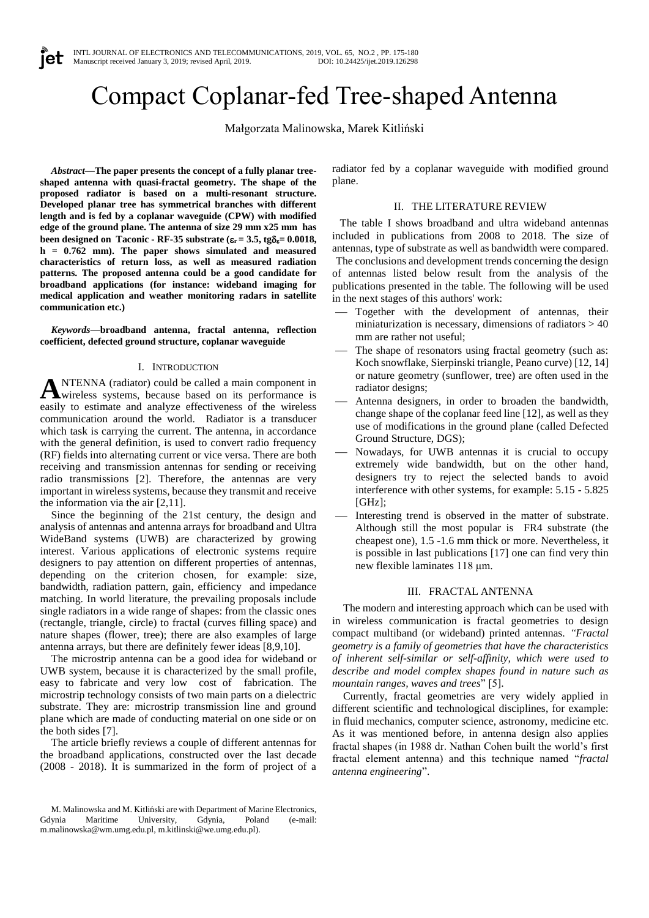# Compact Coplanar-fed Tree-shaped Antenna

Małgorzata Malinowska, Marek Kitliński

***Abstract*—The paper presents the concept of a fully planar tree-shaped antenna with quasi-fractal geometry. The shape of the proposed radiator is based on a multi-resonant structure. Developed planar tree has symmetrical branches with different length and is fed by a coplanar waveguide (CPW) with modified edge of the ground plane. The antenna of size 29 mm x25 mm has been designed on Taconic - RF-35 substrate ($\varepsilon_r = 3.5$, $tg\delta_\varepsilon = 0.0018$, h = 0.762 mm). The paper shows simulated and measured characteristics of return loss, as well as measured radiation patterns. The proposed antenna could be a good candidate for broadband applications (for instance: wideband imaging for medical application and weather monitoring radars in satellite communication etc.)**

***Keywords*—broadband antenna, fractal antenna, reflection coefficient, defected ground structure, coplanar waveguide**

## I. Introduction

ANTENNA (radiator) could be called a main component in wireless systems, because based on its performance is easily to estimate and analyze effectiveness of the wireless communication around the world. Radiator is a transducer which task is carrying the current. The antenna, in accordance with the general definition, is used to convert radio frequency (RF) fields into alternating current or vice versa. There are both receiving and transmission antennas for sending or receiving radio transmissions [2]. Therefore, the antennas are very important in wireless systems, because they transmit and receive the information via the air [2,11].

Since the beginning of the 21st century, the design and analysis of antennas and antenna arrays for broadband and Ultra WideBand systems (UWB) are characterized by growing interest. Various applications of electronic systems require designers to pay attention on different properties of antennas, depending on the criterion chosen, for example: size, bandwidth, radiation pattern, gain, efficiency and impedance matching. In world literature, the prevailing proposals include single radiators in a wide range of shapes: from the classic ones (rectangle, triangle, circle) to fractal (curves filling space) and nature shapes (flower, tree); there are also examples of large antenna arrays, but there are definitely fewer ideas [8,9,10].

The microstrip antenna can be a good idea for wideband or UWB system, because it is characterized by the small profile, easy to fabricate and very low cost of fabrication. The microstrip technology consists of two main parts on a dielectric substrate. They are: microstrip transmission line and ground plane which are made of conducting material on one side or on the both sides [7].

The article briefly reviews a couple of different antennas for the broadband applications, constructed over the last decade (2008 - 2018). It is summarized in the form of project of a radiator fed by a coplanar waveguide with modified ground plane.

M. Malinowska and M. Kitliński are with Department of Marine Electronics, Gdynia Maritime University, Gdynia, Poland (e-mail: m.malinowska@wm.umg.edu.pl, m.kitlinski@we.umg.edu.pl).

## II. The Literature Review

The table I shows broadband and ultra wideband antennas included in publications from 2008 to 2018. The size of antennas, type of substrate as well as bandwidth were compared. The conclusions and development trends concerning the design of antennas listed below result from the analysis of the publications presented in the table. The following will be used in the next stages of this authors' work:

- Together with the development of antennas, their miniaturization is necessary, dimensions of radiators > 40 mm are rather not useful;
- The shape of resonators using fractal geometry (such as: Koch snowflake, Sierpinski triangle, Peano curve) [12, 14] or nature geometry (sunflower, tree) are often used in the radiator designs;
- Antenna designers, in order to broaden the bandwidth, change shape of the coplanar feed line [12], as well as they use of modifications in the ground plane (called Defected Ground Structure, DGS);
- Nowadays, for UWB antennas it is crucial to occupy extremely wide bandwidth, but on the other hand, designers try to reject the selected bands to avoid interference with other systems, for example: 5.15 - 5.825 [GHz];
- Interesting trend is observed in the matter of substrate. Although still the most popular is FR4 substrate (the cheapest one), 1.5 -1.6 mm thick or more. Nevertheless, it is possible in last publications [17] one can find very thin new flexible laminates 118 μm.

## III. Fractal Antenna

The modern and interesting approach which can be used with in wireless communication is fractal geometries to design compact multiband (or wideband) printed antennas. *"Fractal geometry is a family of geometries that have the characteristics of inherent self-similar or self-affinity, which were used to describe and model complex shapes found in nature such as mountain ranges, waves and trees*" [5].

Currently, fractal geometries are very widely applied in different scientific and technological disciplines, for example: in fluid mechanics, computer science, astronomy, medicine etc. As it was mentioned before, in antenna design also applies fractal shapes (in 1988 dr. Nathan Cohen built the world's first fractal element antenna) and this technique named "*fractal antenna engineering*".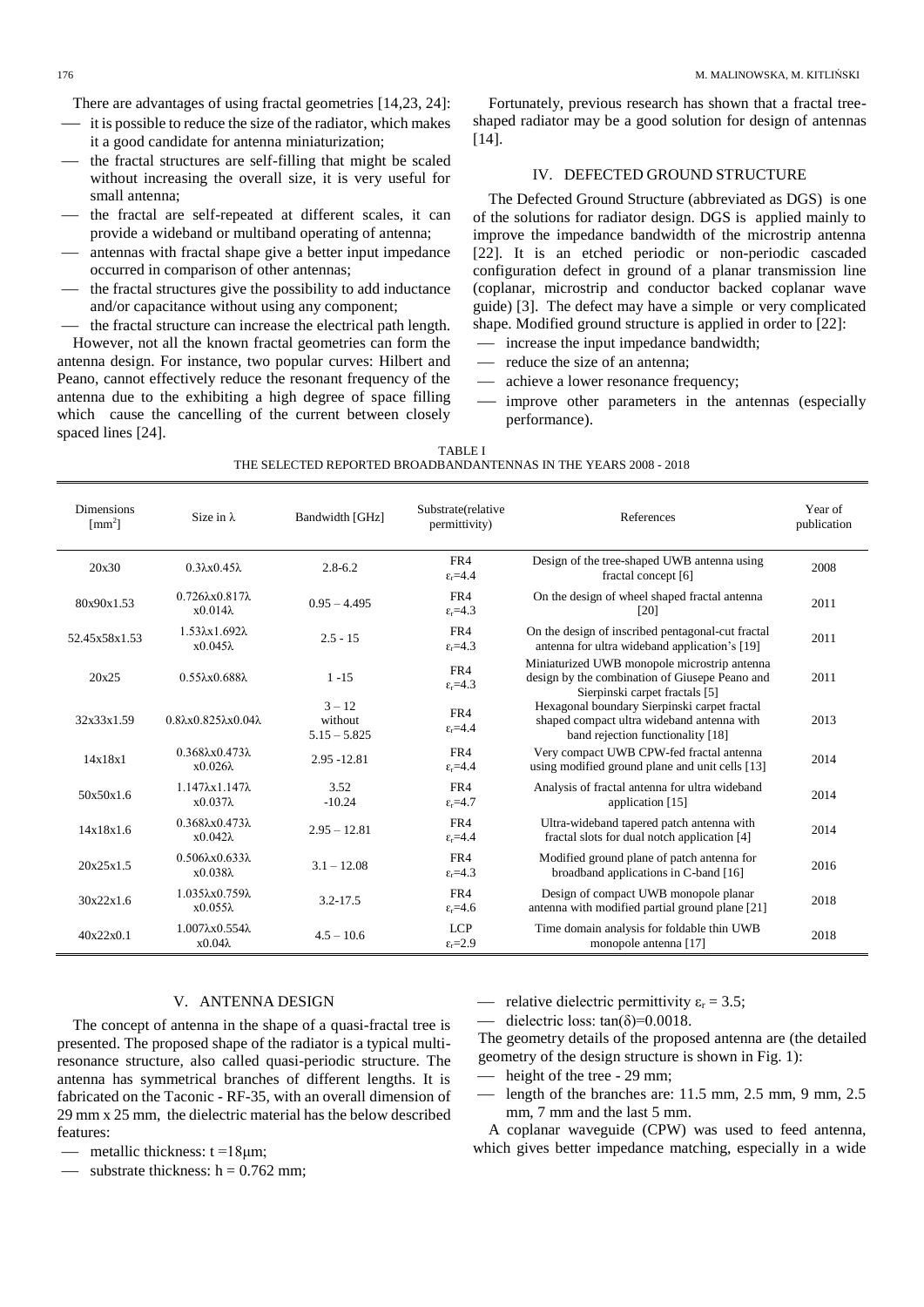There are advantages of using fractal geometries [14,23, 24]:

- it is possible to reduce the size of the radiator, which makes it a good candidate for antenna miniaturization;
- the fractal structures are self-filling that might be scaled without increasing the overall size, it is very useful for small antenna;
- the fractal are self-repeated at different scales, it can provide a wideband or multiband operating of antenna;
- antennas with fractal shape give a better input impedance occurred in comparison of other antennas;
- the fractal structures give the possibility to add inductance and/or capacitance without using any component;
- the fractal structure can increase the electrical path length.

However, not all the known fractal geometries can form the antenna design. For instance, two popular curves: Hilbert and Peano, cannot effectively reduce the resonant frequency of the antenna due to the exhibiting a high degree of space filling which cause the cancelling of the current between closely spaced lines [24].

Fortunately, previous research has shown that a fractal tree-shaped radiator may be a good solution for design of antennas [14].

## IV. DEFECTED GROUND STRUCTURE

The Defected Ground Structure (abbreviated as DGS) is one of the solutions for radiator design. DGS is applied mainly to improve the impedance bandwidth of the microstrip antenna [22]. It is an etched periodic or non-periodic cascaded configuration defect in ground of a planar transmission line (coplanar, microstrip and conductor backed coplanar wave guide) [3]. The defect may have a simple or very complicated shape. Modified ground structure is applied in order to [22]:

- increase the input impedance bandwidth;
- reduce the size of an antenna;
- achieve a lower resonance frequency;
- improve other parameters in the antennas (especially performance).

TABLE I
THE SELECTED REPORTED BROADBANDANTENNAS IN THE YEARS 2008 - 2018

| Dimensions [mm$^2$] | Size in λ | Bandwidth [GHz] | Substrate(relative permittivity) | References | Year of publication |
|---|---|---|---|---|---|
| 20x30 | 0.3λx0.45λ | 2.8-6.2 | FR4 $\varepsilon_r$=4.4 | Design of the tree-shaped UWB antenna using fractal concept [6] | 2008 |
| 80x90x1.53 | 0.726λx0.817λ x0.014λ | 0.95 – 4.495 | FR4 $\varepsilon_r$=4.3 | On the design of wheel shaped fractal antenna [20] | 2011 |
| 52.45x58x1.53 | 1.53λx1.692λ x0.045λ | 2.5 - 15 | FR4 $\varepsilon_r$=4.3 | On the design of inscribed pentagonal-cut fractal antenna for ultra wideband application's [19] | 2011 |
| 20x25 | 0.55λx0.688λ | 1 -15 | FR4 $\varepsilon_r$=4.3 | Miniaturized UWB monopole microstrip antenna design by the combination of Giusepe Peano and Sierpinski carpet fractals [5] | 2011 |
| 32x33x1.59 | 0.8λx0.825λx0.04λ | 3 – 12 without 5.15 – 5.825 | FR4 $\varepsilon_r$=4.4 | Hexagonal boundary Sierpinski carpet fractal shaped compact ultra wideband antenna with band rejection functionality [18] | 2013 |
| 14x18x1 | 0.368λx0.473λ x0.026λ | 2.95 -12.81 | FR4 $\varepsilon_r$=4.4 | Very compact UWB CPW-fed fractal antenna using modified ground plane and unit cells [13] | 2014 |
| 50x50x1.6 | 1.147λx1.147λ x0.037λ | 3.52 -10.24 | FR4 $\varepsilon_r$=4.7 | Analysis of fractal antenna for ultra wideband application [15] | 2014 |
| 14x18x1.6 | 0.368λx0.473λ x0.042λ | 2.95 – 12.81 | FR4 $\varepsilon_r$=4.4 | Ultra-wideband tapered patch antenna with fractal slots for dual notch application [4] | 2014 |
| 20x25x1.5 | 0.506λx0.633λ x0.038λ | 3.1 – 12.08 | FR4 $\varepsilon_r$=4.3 | Modified ground plane of patch antenna for broadband applications in C-band [16] | 2016 |
| 30x22x1.6 | 1.035λx0.759λ x0.055λ | 3.2-17.5 | FR4 $\varepsilon_r$=4.6 | Design of compact UWB monopole planar antenna with modified partial ground plane [21] | 2018 |
| 40x22x0.1 | 1.007λx0.554λ x0.04λ | 4.5 – 10.6 | LCP $\varepsilon_r$=2.9 | Time domain analysis for foldable thin UWB monopole antenna [17] | 2018 |

## V. ANTENNA DESIGN

The concept of antenna in the shape of a quasi-fractal tree is presented. The proposed shape of the radiator is a typical multi-resonance structure, also called quasi-periodic structure. The antenna has symmetrical branches of different lengths. It is fabricated on the Taconic - RF-35, with an overall dimension of 29 mm x 25 mm, the dielectric material has the below described features:

- metallic thickness: t =18μm;
- substrate thickness: h = 0.762 mm;
- relative dielectric permittivity $\varepsilon_r$ = 3.5;
- dielectric loss: tan(δ)=0.0018.

The geometry details of the proposed antenna are (the detailed geometry of the design structure is shown in Fig. 1):

- height of the tree - 29 mm;
- length of the branches are: 11.5 mm, 2.5 mm, 9 mm, 2.5 mm, 7 mm and the last 5 mm.

A coplanar waveguide (CPW) was used to feed antenna, which gives better impedance matching, especially in a wide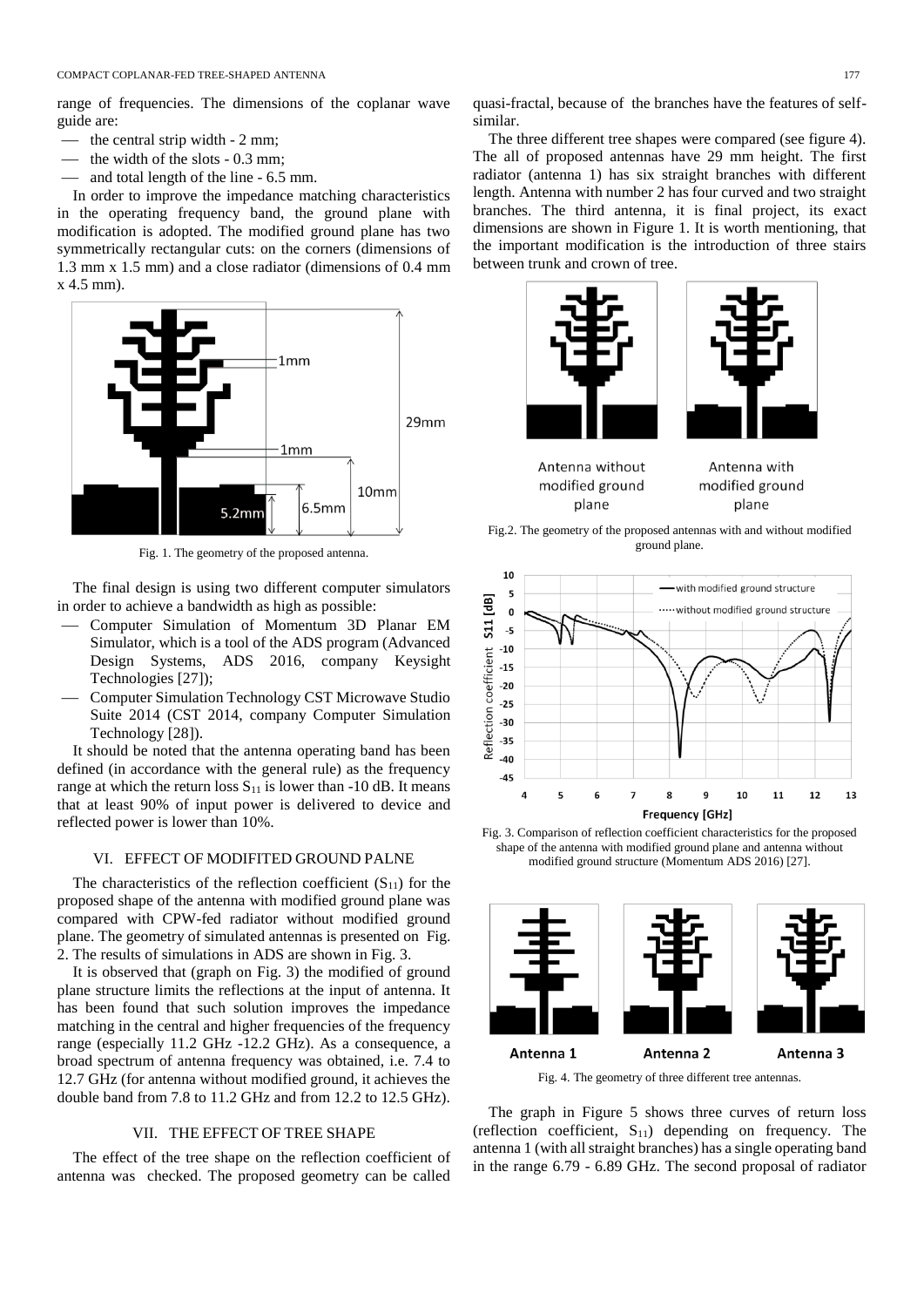range of frequencies. The dimensions of the coplanar wave guide are:

- the central strip width - 2 mm;
- the width of the slots - 0.3 mm;
- and total length of the line - 6.5 mm.

In order to improve the impedance matching characteristics in the operating frequency band, the ground plane with modification is adopted. The modified ground plane has two symmetrically rectangular cuts: on the corners (dimensions of 1.3 mm x 1.5 mm) and a close radiator (dimensions of 0.4 mm x 4.5 mm).

Fig. 1. The geometry of the proposed antenna.

The final design is using two different computer simulators in order to achieve a bandwidth as high as possible:

- Computer Simulation of Momentum 3D Planar EM Simulator, which is a tool of the ADS program (Advanced Design Systems, ADS 2016, company Keysight Technologies [27]);
- Computer Simulation Technology CST Microwave Studio Suite 2014 (CST 2014, company Computer Simulation Technology [28]).

It should be noted that the antenna operating band has been defined (in accordance with the general rule) as the frequency range at which the return loss $S_{11}$ is lower than -10 dB. It means that at least 90% of input power is delivered to device and reflected power is lower than 10%.

## VI. EFFECT OF MODIFITED GROUND PALNE

The characteristics of the reflection coefficient ($S_{11}$) for the proposed shape of the antenna with modified ground plane was compared with CPW-fed radiator without modified ground plane. The geometry of simulated antennas is presented on Fig. 2. The results of simulations in ADS are shown in Fig. 3.

It is observed that (graph on Fig. 3) the modified of ground plane structure limits the reflections at the input of antenna. It has been found that such solution improves the impedance matching in the central and higher frequencies of the frequency range (especially 11.2 GHz -12.2 GHz). As a consequence, a broad spectrum of antenna frequency was obtained, i.e. 7.4 to 12.7 GHz (for antenna without modified ground, it achieves the double band from 7.8 to 11.2 GHz and from 12.2 to 12.5 GHz).

## VII. THE EFFECT OF TREE SHAPE

The effect of the tree shape on the reflection coefficient of antenna was checked. The proposed geometry can be called quasi-fractal, because of the branches have the features of self-similar.

The three different tree shapes were compared (see figure 4). The all of proposed antennas have 29 mm height. The first radiator (antenna 1) has six straight branches with different length. Antenna with number 2 has four curved and two straight branches. The third antenna, it is final project, its exact dimensions are shown in Figure 1. It is worth mentioning, that the important modification is the introduction of three stairs between trunk and crown of tree.

Fig.2. The geometry of the proposed antennas with and without modified ground plane.

Fig. 3. Comparison of reflection coefficient characteristics for the proposed shape of the antenna with modified ground plane and antenna without modified ground structure (Momentum ADS 2016) [27].

Fig. 4. The geometry of three different tree antennas.

The graph in Figure 5 shows three curves of return loss (reflection coefficient, $S_{11}$) depending on frequency. The antenna 1 (with all straight branches) has a single operating band in the range 6.79 - 6.89 GHz. The second proposal of radiator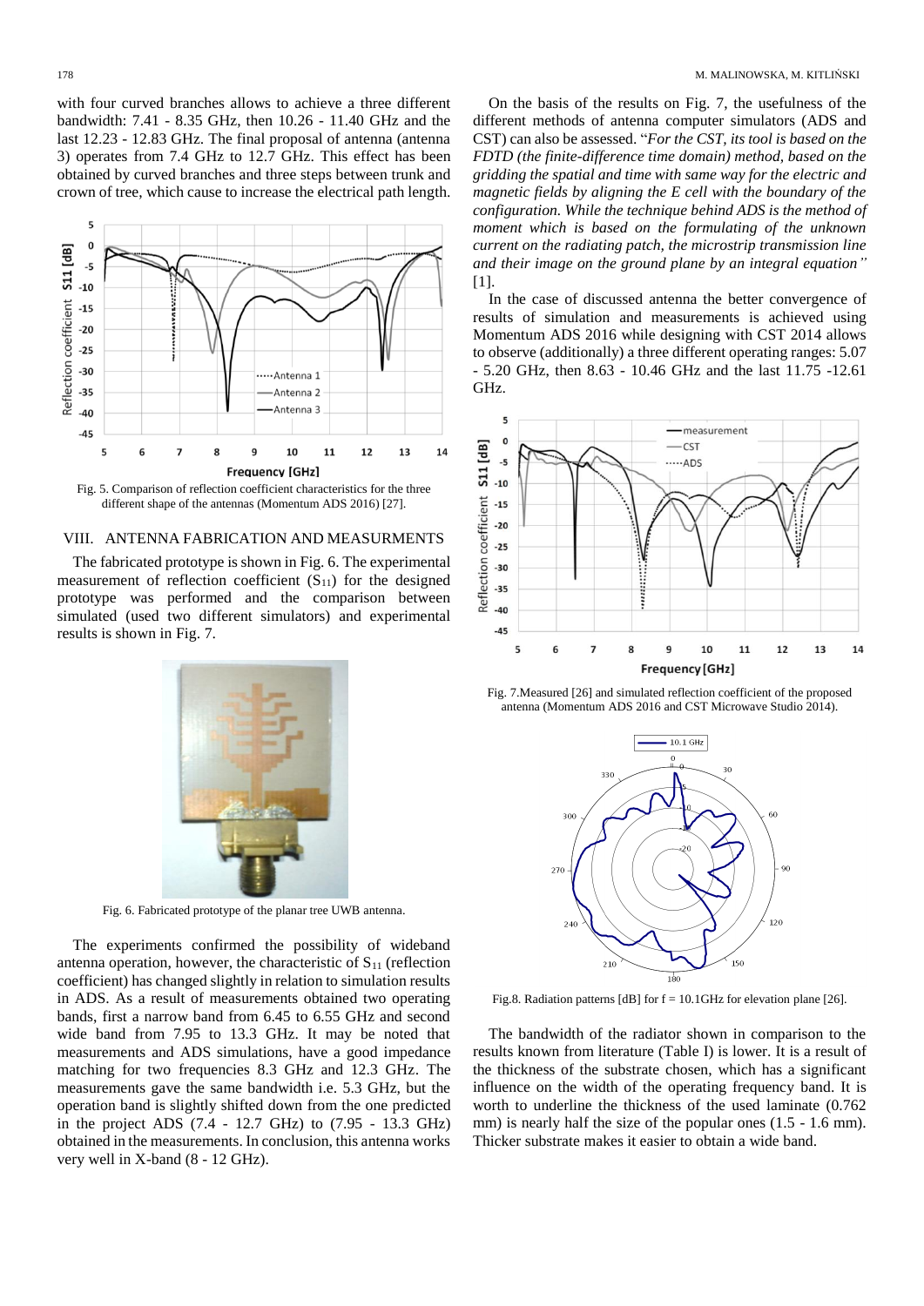with four curved branches allows to achieve a three different bandwidth: 7.41 - 8.35 GHz, then 10.26 - 11.40 GHz and the last 12.23 - 12.83 GHz. The final proposal of antenna (antenna 3) operates from 7.4 GHz to 12.7 GHz. This effect has been obtained by curved branches and three steps between trunk and crown of tree, which cause to increase the electrical path length.

Fig. 5. Comparison of reflection coefficient characteristics for the three different shape of the antennas (Momentum ADS 2016) [27].

## VIII. ANTENNA FABRICATION AND MEASURMENTS

The fabricated prototype is shown in Fig. 6. The experimental measurement of reflection coefficient ($S_{11}$) for the designed prototype was performed and the comparison between simulated (used two different simulators) and experimental results is shown in Fig. 7.

Fig. 6. Fabricated prototype of the planar tree UWB antenna.

The experiments confirmed the possibility of wideband antenna operation, however, the characteristic of $S_{11}$ (reflection coefficient) has changed slightly in relation to simulation results in ADS. As a result of measurements obtained two operating bands, first a narrow band from 6.45 to 6.55 GHz and second wide band from 7.95 to 13.3 GHz. It may be noted that measurements and ADS simulations, have a good impedance matching for two frequencies 8.3 GHz and 12.3 GHz. The measurements gave the same bandwidth i.e. 5.3 GHz, but the operation band is slightly shifted down from the one predicted in the project ADS (7.4 - 12.7 GHz) to (7.95 - 13.3 GHz) obtained in the measurements. In conclusion, this antenna works very well in X-band (8 - 12 GHz).

On the basis of the results on Fig. 7, the usefulness of the different methods of antenna computer simulators (ADS and CST) can also be assessed. "*For the CST, its tool is based on the FDTD (the finite-difference time domain) method, based on the gridding the spatial and time with same way for the electric and magnetic fields by aligning the E cell with the boundary of the configuration. While the technique behind ADS is the method of moment which is based on the formulating of the unknown current on the radiating patch, the microstrip transmission line and their image on the ground plane by an integral equation*" [1].

In the case of discussed antenna the better convergence of results of simulation and measurements is achieved using Momentum ADS 2016 while designing with CST 2014 allows to observe (additionally) a three different operating ranges: 5.07 - 5.20 GHz, then 8.63 - 10.46 GHz and the last 11.75 -12.61 GHz.

Fig. 7. Measured [26] and simulated reflection coefficient of the proposed antenna (Momentum ADS 2016 and CST Microwave Studio 2014).

Fig.8. Radiation patterns [dB] for f = 10.1GHz for elevation plane [26].

The bandwidth of the radiator shown in comparison to the results known from literature (Table I) is lower. It is a result of the thickness of the substrate chosen, which has a significant influence on the width of the operating frequency band. It is worth to underline the thickness of the used laminate (0.762 mm) is nearly half the size of the popular ones (1.5 - 1.6 mm). Thicker substrate makes it easier to obtain a wide band.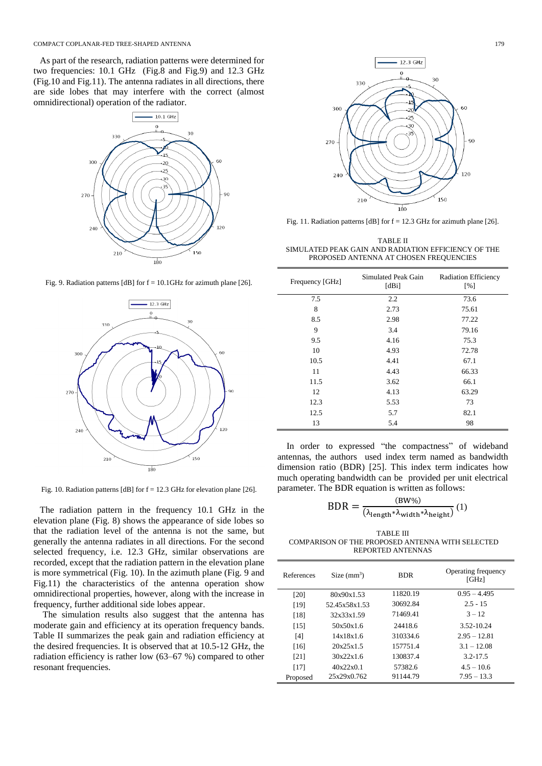As part of the research, radiation patterns were determined for two frequencies: 10.1 GHz (Fig.8 and Fig.9) and 12.3 GHz (Fig.10 and Fig.11). The antenna radiates in all directions, there are side lobes that may interfere with the correct (almost omnidirectional) operation of the radiator.

Fig. 9. Radiation patterns [dB] for f = 10.1GHz for azimuth plane [26].

Fig. 10. Radiation patterns [dB] for f = 12.3 GHz for elevation plane [26].

The radiation pattern in the frequency 10.1 GHz in the elevation plane (Fig. 8) shows the appearance of side lobes so that the radiation level of the antenna is not the same, but generally the antenna radiates in all directions. For the second selected frequency, i.e. 12.3 GHz, similar observations are recorded, except that the radiation pattern in the elevation plane is more symmetrical (Fig. 10). In the azimuth plane (Fig. 9 and Fig.11) the characteristics of the antenna operation show omnidirectional properties, however, along with the increase in frequency, further additional side lobes appear.

The simulation results also suggest that the antenna has moderate gain and efficiency at its operation frequency bands. Table II summarizes the peak gain and radiation efficiency at the desired frequencies. It is observed that at 10.5-12 GHz, the radiation efficiency is rather low (63–67 %) compared to other resonant frequencies.

Fig. 11. Radiation patterns [dB] for f = 12.3 GHz for azimuth plane [26].

TABLE II
SIMULATED PEAK GAIN AND RADIATION EFFICIENCY OF THE PROPOSED ANTENNA AT CHOSEN FREQUENCIES

| Frequency [GHz] | Simulated Peak Gain [dBi] | Radiation Efficiency [%] |
|---|---|---|
| 7.5 | 2.2 | 73.6 |
| 8 | 2.73 | 75.61 |
| 8.5 | 2.98 | 77.22 |
| 9 | 3.4 | 79.16 |
| 9.5 | 4.16 | 75.3 |
| 10 | 4.93 | 72.78 |
| 10.5 | 4.41 | 67.1 |
| 11 | 4.43 | 66.33 |
| 11.5 | 3.62 | 66.1 |
| 12 | 4.13 | 63.29 |
| 12.3 | 5.53 | 73 |
| 12.5 | 5.7 | 82.1 |
| 13 | 5.4 | 98 |

In order to expressed "the compactness" of wideband antennas, the authors used index term named as bandwidth dimension ratio (BDR) [25]. This index term indicates how much operating bandwidth can be provided per unit electrical parameter. The BDR equation is written as follows:

$$\mathrm{BDR} = \frac{(\mathrm{BW\%})}{(\lambda_{\mathrm{length}}*\lambda_{\mathrm{width}}*\lambda_{\mathrm{height}})} \quad (1)$$

TABLE III
COMPARISON OF THE PROPOSED ANTENNA WITH SELECTED REPORTED ANTENNAS

| References | Size (mm$^3$) | BDR | Operating frequency [GHz] |
|---|---|---|---|
| [20] | 80x90x1.53 | 11820.19 | 0.95 – 4.495 |
| [19] | 52.45x58x1.53 | 30692.84 | 2.5 - 15 |
| [18] | 32x33x1.59 | 71469.41 | 3 – 12 |
| [15] | 50x50x1.6 | 24418.6 | 3.52-10.24 |
| [4] | 14x18x1.6 | 310334.6 | 2.95 – 12.81 |
| [16] | 20x25x1.5 | 157751.4 | 3.1 – 12.08 |
| [21] | 30x22x1.6 | 130837.4 | 3.2-17.5 |
| [17] | 40x22x0.1 | 57382.6 | 4.5 – 10.6 |
| Proposed | 25x29x0.762 | 91144.79 | 7.95 – 13.3 |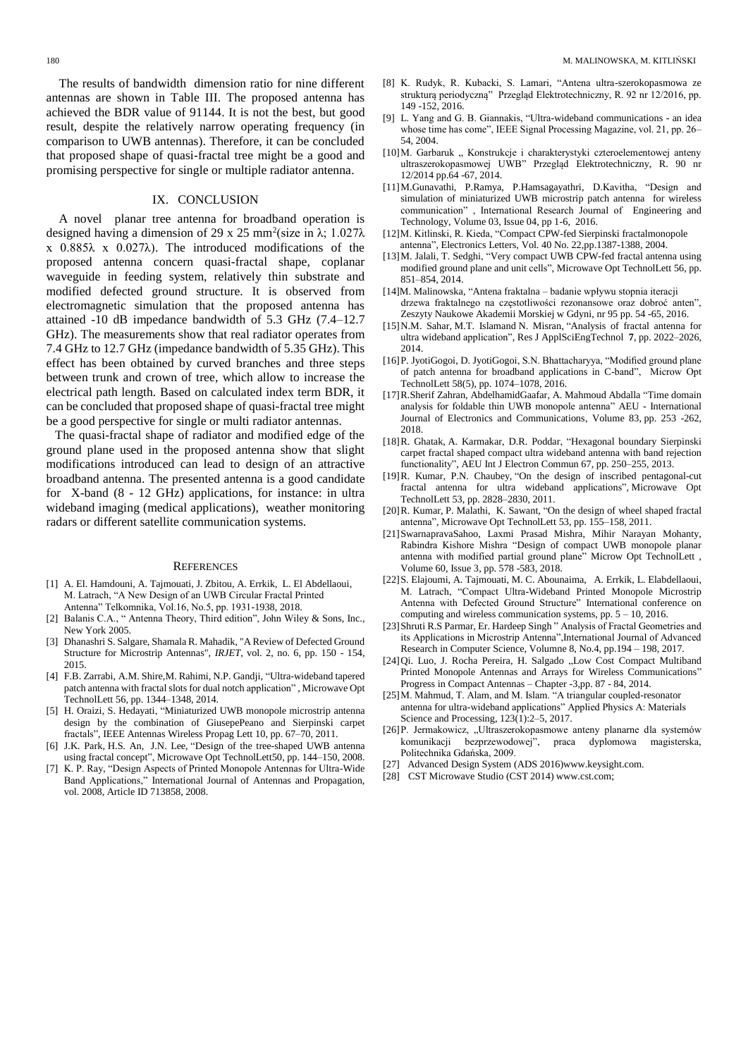The results of bandwidth dimension ratio for nine different antennas are shown in Table III. The proposed antenna has achieved the BDR value of 91144. It is not the best, but good result, despite the relatively narrow operating frequency (in comparison to UWB antennas). Therefore, it can be concluded that proposed shape of quasi-fractal tree might be a good and promising perspective for single or multiple radiator antenna.

## IX. CONCLUSION

A novel planar tree antenna for broadband operation is designed having a dimension of 29 x 25 mm$^2$(size in λ; 1.027λ x 0.885λ x 0.027λ). The introduced modifications of the proposed antenna concern quasi-fractal shape, coplanar waveguide in feeding system, relatively thin substrate and modified defected ground structure. It is observed from electromagnetic simulation that the proposed antenna has attained -10 dB impedance bandwidth of 5.3 GHz (7.4–12.7 GHz). The measurements show that real radiator operates from 7.4 GHz to 12.7 GHz (impedance bandwidth of 5.35 GHz). This effect has been obtained by curved branches and three steps between trunk and crown of tree, which allow to increase the electrical path length. Based on calculated index term BDR, it can be concluded that proposed shape of quasi-fractal tree might be a good perspective for single or multi radiator antennas.

The quasi-fractal shape of radiator and modified edge of the ground plane used in the proposed antenna show that slight modifications introduced can lead to design of an attractive broadband antenna. The presented antenna is a good candidate for X-band (8 - 12 GHz) applications, for instance: in ultra wideband imaging (medical applications), weather monitoring radars or different satellite communication systems.

## REFERENCES

[1] A. El. Hamdouni, A. Tajmouati, J. Zbitou, A. Errkik, L. El Abdellaoui, M. Latrach, "A New Design of an UWB Circular Fractal Printed Antenna" Telkomnika, Vol.16, No.5, pp. 1931-1938, 2018.

[2] Balanis C.A., " Antenna Theory, Third edition", John Wiley & Sons, Inc., New York 2005.

[3] Dhanashri S. Salgare, Shamala R. Mahadik, "A Review of Defected Ground Structure for Microstrip Antennas", *IRJET*, vol. 2, no. 6, pp. 150 - 154, 2015.

[4] F.B. Zarrabi, A.M. Shire,M. Rahimi, N.P. Gandji, "Ultra-wideband tapered patch antenna with fractal slots for dual notch application" , Microwave Opt TechnolLett 56, pp. 1344–1348, 2014.

[5] H. Oraizi, S. Hedayati, "Miniaturized UWB monopole microstrip antenna design by the combination of GiusepePeano and Sierpinski carpet fractals", IEEE Antennas Wireless Propag Lett 10, pp. 67–70, 2011.

[6] J.K. Park, H.S. An, J.N. Lee, "Design of the tree-shaped UWB antenna using fractal concept", Microwave Opt TechnolLett50, pp. 144–150, 2008.

[7] K. P. Ray, "Design Aspects of Printed Monopole Antennas for Ultra-Wide Band Applications," International Journal of Antennas and Propagation, vol. 2008, Article ID 713858, 2008.

[8] K. Rudyk, R. Kubacki, S. Lamari, "Antena ultra-szerokopasmowa ze strukturą periodyczną" Przegląd Elektrotechniczny, R. 92 nr 12/2016, pp. 149 -152, 2016.

[9] L. Yang and G. B. Giannakis, "Ultra-wideband communications - an idea whose time has come", IEEE Signal Processing Magazine, vol. 21, pp. 26–54, 2004.

[10] M. Garbaruk „ Konstrukcje i charakterystyki czteroelementowej anteny ultraszerokopasmowej UWB" Przegląd Elektrotechniczny, R. 90 nr 12/2014 pp.64 -67, 2014.

[11] M.Gunavathi, P.Ramya, P.Hamsagayathri, D.Kavitha, "Design and simulation of miniaturized UWB microstrip patch antenna for wireless communication" , International Research Journal of Engineering and Technology, Volume 03, Issue 04, pp 1-6, 2016.

[12] M. Kitlinski, R. Kieda, "Compact CPW-fed Sierpinski fractalmonopole antenna", Electronics Letters, Vol. 40 No. 22,pp.1387-1388, 2004.

[13] M. Jalali, T. Sedghi, "Very compact UWB CPW-fed fractal antenna using modified ground plane and unit cells", Microwave Opt TechnolLett 56, pp. 851–854, 2014.

[14] M. Malinowska, "Antena fraktalna – badanie wpływu stopnia iteracji drzewa fraktalnego na częstotliwości rezonansowe oraz dobroć anten", Zeszyty Naukowe Akademii Morskiej w Gdyni, nr 95 pp. 54 -65, 2016.

[15] N.M. Sahar, M.T. Islamand N. Misran, "Analysis of fractal antenna for ultra wideband application", Res J ApplSciEngTechnol **7**, pp. 2022–2026, 2014.

[16] P. JyotiGogoi, D. JyotiGogoi, S.N. Bhattacharyya, "Modified ground plane of patch antenna for broadband applications in C-band", Microw Opt TechnolLett 58(5), pp. 1074–1078, 2016.

[17] R.Sherif Zahran, AbdelhamidGaafar, A. Mahmoud Abdalla "Time domain analysis for foldable thin UWB monopole antenna" AEU - International Journal of Electronics and Communications, Volume 83, pp. 253 -262, 2018.

[18] R. Ghatak, A. Karmakar, D.R. Poddar, "Hexagonal boundary Sierpinski carpet fractal shaped compact ultra wideband antenna with band rejection functionality", AEU Int J Electron Commun 67, pp. 250–255, 2013.

[19] R. Kumar, P.N. Chaubey, "On the design of inscribed pentagonal-cut fractal antenna for ultra wideband applications", Microwave Opt TechnolLett 53, pp. 2828–2830, 2011.

[20] R. Kumar, P. Malathi, K. Sawant, "On the design of wheel shaped fractal antenna", Microwave Opt TechnolLett 53, pp. 155–158, 2011.

[21] SwarnapravaSahoo, Laxmi Prasad Mishra, Mihir Narayan Mohanty, Rabindra Kishore Mishra "Design of compact UWB monopole planar antenna with modified partial ground plane" Microw Opt TechnolLett , Volume 60, Issue 3, pp. 578 -583, 2018.

[22] S. Elajoumi, A. Tajmouati, M. C. Abounaima, A. Errkik, L. Elabdellaoui, M. Latrach, "Compact Ultra-Wideband Printed Monopole Microstrip Antenna with Defected Ground Structure" International conference on computing and wireless communication systems, pp. 5 – 10, 2016.

[23] Shruti R.S Parmar, Er. Hardeep Singh " Analysis of Fractal Geometries and its Applications in Microstrip Antenna",International Journal of Advanced Research in Computer Science, Volumne 8, No.4, pp.194 – 198, 2017.

[24] Qi. Luo, J. Rocha Pereira, H. Salgado „Low Cost Compact Multiband Printed Monopole Antennas and Arrays for Wireless Communications" Progress in Compact Antennas – Chapter -3,pp. 87 - 84, 2014.

[25] M. Mahmud, T. Alam, and M. Islam. "A triangular coupled-resonator antenna for ultra-wideband applications" Applied Physics A: Materials Science and Processing, 123(1):2–5, 2017.

[26] P. Jermakowicz, „Ultraszerokopasmowe anteny planarne dla systemów komunikacji bezprzewodowej", praca dyplomowa magisterska, Politechnika Gdańska, 2009.

[27] Advanced Design System (ADS 2016)www.keysight.com.

[28] CST Microwave Studio (CST 2014) www.cst.com;